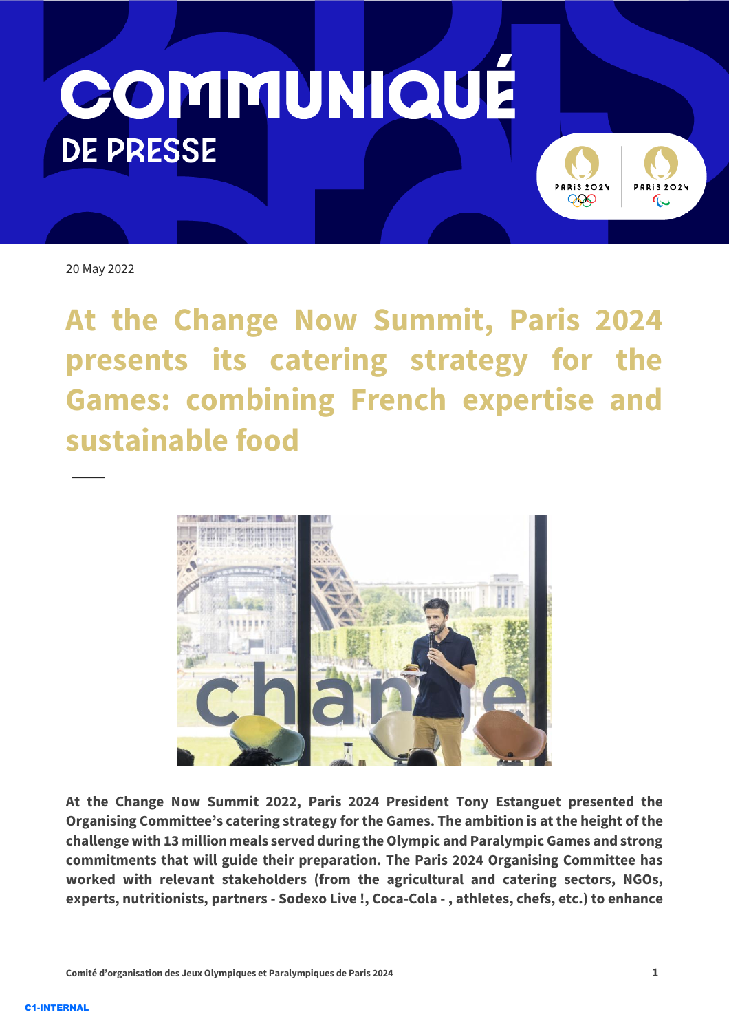# COMMUNIQUÉ DE PRESSE

20 May 2022

## At the Change Now Summit, Paris 2024 presents its catering strategy for the Games: combining French expertise and sustainable food

**At the Change Now Summit 2022, Paris 2024 President Tony Estanguet presented the Organising Committee's catering strategy for the Games. The ambition is at the height of the challenge with 13 million meals served during the Olympic and Paralympic Games and strong commitments that will guide their preparation. The Paris 2024 Organising Committee has worked with relevant stakeholders (from the agricultural and catering sectors, NGOs, experts, nutritionists, partners - Sodexo Live !, Coca-Cola - , athletes, chefs, etc.) to enhance**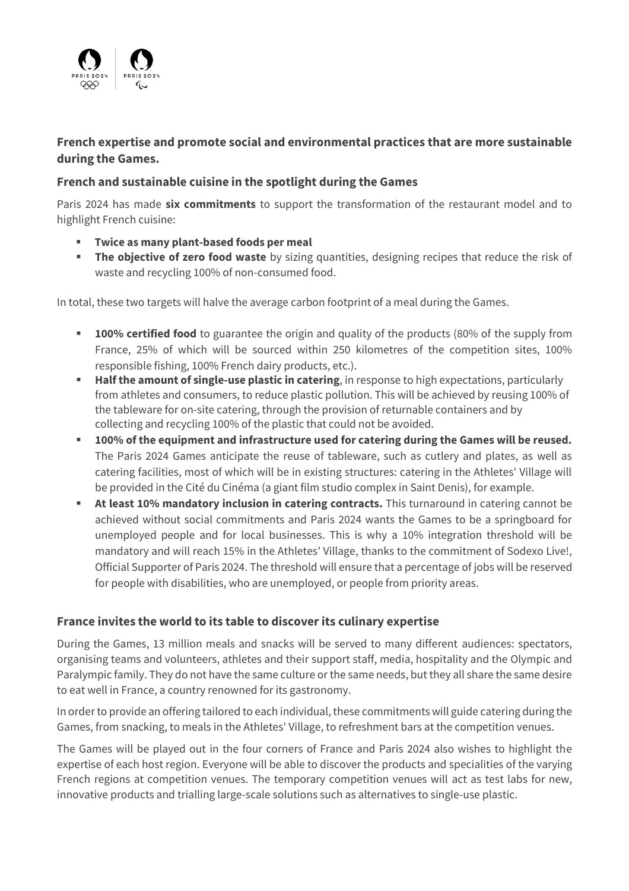**French expertise and promote social and environmental practices that are more sustainable during the Games.**

## French and sustainable cuisine in the spotlight during the Games

Paris 2024 has made **six commitments** to support the transformation of the restaurant model and to highlight French cuisine:

- **Twice as many plant-based foods per meal**
- **The objective of zero food waste** by sizing quantities, designing recipes that reduce the risk of waste and recycling 100% of non-consumed food.

In total, these two targets will halve the average carbon footprint of a meal during the Games.

- **100% certified food** to guarantee the origin and quality of the products (80% of the supply from France, 25% of which will be sourced within 250 kilometres of the competition sites, 100% responsible fishing, 100% French dairy products, etc.).
- **Half the amount of single-use plastic in catering**, in response to high expectations, particularly from athletes and consumers, to reduce plastic pollution. This will be achieved by reusing 100% of the tableware for on-site catering, through the provision of returnable containers and by collecting and recycling 100% of the plastic that could not be avoided.
- **100% of the equipment and infrastructure used for catering during the Games will be reused.** The Paris 2024 Games anticipate the reuse of tableware, such as cutlery and plates, as well as catering facilities, most of which will be in existing structures: catering in the Athletes' Village will be provided in the Cité du Cinéma (a giant film studio complex in Saint Denis), for example.
- **At least 10% mandatory inclusion in catering contracts.** This turnaround in catering cannot be achieved without social commitments and Paris 2024 wants the Games to be a springboard for unemployed people and for local businesses. This is why a 10% integration threshold will be mandatory and will reach 15% in the Athletes' Village, thanks to the commitment of Sodexo Live!, Official Supporter of Paris 2024. The threshold will ensure that a percentage of jobs will be reserved for people with disabilities, who are unemployed, or people from priority areas.

## France invites the world to its table to discover its culinary expertise

During the Games, 13 million meals and snacks will be served to many different audiences: spectators, organising teams and volunteers, athletes and their support staff, media, hospitality and the Olympic and Paralympic family. They do not have the same culture or the same needs, but they all share the same desire to eat well in France, a country renowned for its gastronomy.

In order to provide an offering tailored to each individual, these commitments will guide catering during the Games, from snacking, to meals in the Athletes' Village, to refreshment bars at the competition venues.

The Games will be played out in the four corners of France and Paris 2024 also wishes to highlight the expertise of each host region. Everyone will be able to discover the products and specialities of the varying French regions at competition venues. The temporary competition venues will act as test labs for new, innovative products and trialling large-scale solutions such as alternatives to single-use plastic.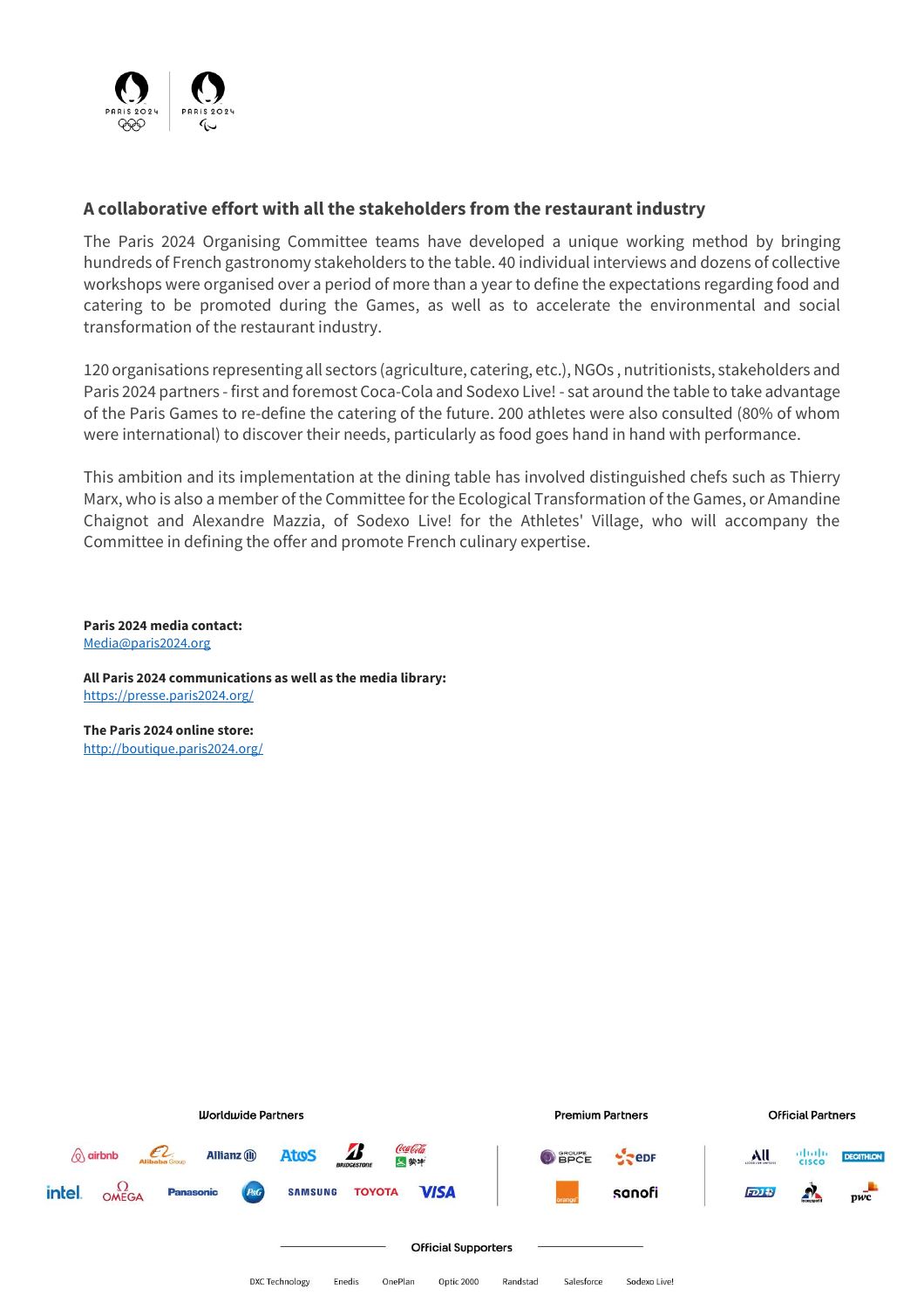## A collaborative effort with all the stakeholders from the restaurant industry

The Paris 2024 Organising Committee teams have developed a unique working method by bringing hundreds of French gastronomy stakeholders to the table. 40 individual interviews and dozens of collective workshops were organised over a period of more than a year to define the expectations regarding food and catering to be promoted during the Games, as well as to accelerate the environmental and social transformation of the restaurant industry.

120 organisations representing all sectors (agriculture, catering, etc.), NGOs , nutritionists, stakeholders and Paris 2024 partners - first and foremost Coca-Cola and Sodexo Live! - sat around the table to take advantage of the Paris Games to re-define the catering of the future. 200 athletes were also consulted (80% of whom were international) to discover their needs, particularly as food goes hand in hand with performance.

This ambition and its implementation at the dining table has involved distinguished chefs such as Thierry Marx, who is also a member of the Committee for the Ecological Transformation of the Games, or Amandine Chaignot and Alexandre Mazzia, of Sodexo Live! for the Athletes' Village, who will accompany the Committee in defining the offer and promote French culinary expertise.

**Paris 2024 media contact:**
Media@paris2024.org

**All Paris 2024 communications as well as the media library:**
https://presse.paris2024.org/

**The Paris 2024 online store:**
http://boutique.paris2024.org/

Worldwide Partners

Premium Partners

Official Partners

Official Supporters

DXC Technology Enedis OnePlan Optic 2000 Randstad Salesforce Sodexo Live!